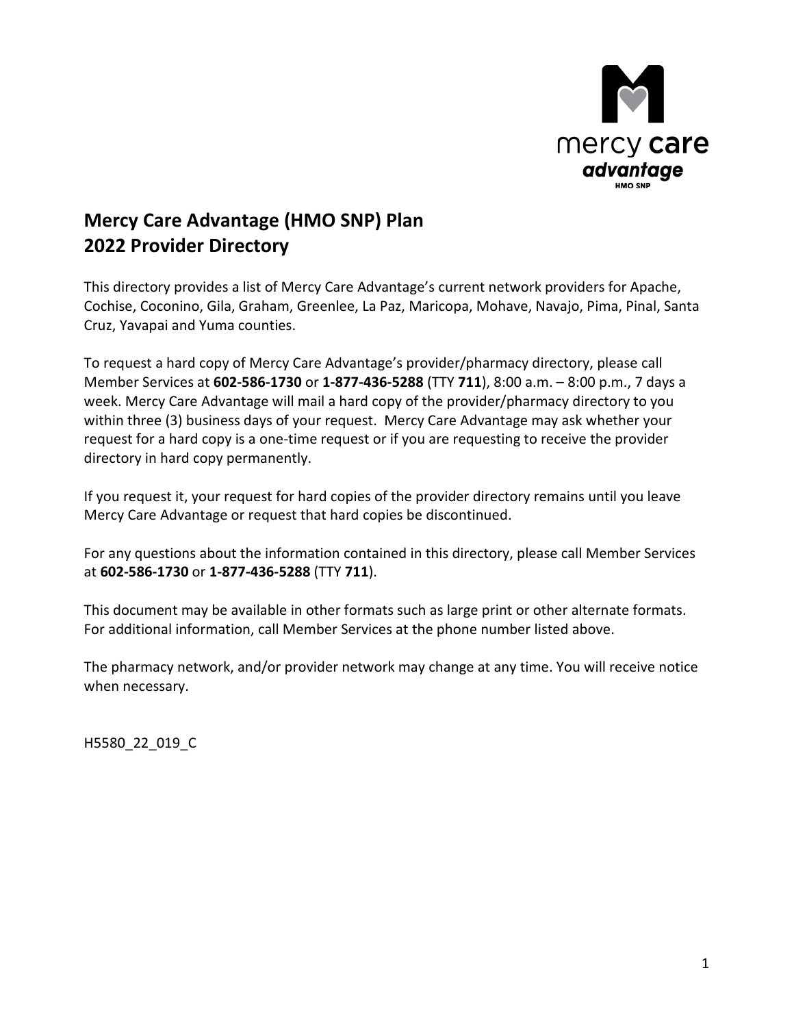# Mercy Care Advantage (HMO SNP) Plan
# 2022 Provider Directory

This directory provides a list of Mercy Care Advantage's current network providers for Apache, Cochise, Coconino, Gila, Graham, Greenlee, La Paz, Maricopa, Mohave, Navajo, Pima, Pinal, Santa Cruz, Yavapai and Yuma counties.

To request a hard copy of Mercy Care Advantage's provider/pharmacy directory, please call Member Services at **602-586-1730** or **1-877-436-5288** (TTY **711**), 8:00 a.m. – 8:00 p.m., 7 days a week. Mercy Care Advantage will mail a hard copy of the provider/pharmacy directory to you within three (3) business days of your request. Mercy Care Advantage may ask whether your request for a hard copy is a one-time request or if you are requesting to receive the provider directory in hard copy permanently.

If you request it, your request for hard copies of the provider directory remains until you leave Mercy Care Advantage or request that hard copies be discontinued.

For any questions about the information contained in this directory, please call Member Services at **602-586-1730** or **1-877-436-5288** (TTY **711**).

This document may be available in other formats such as large print or other alternate formats. For additional information, call Member Services at the phone number listed above.

The pharmacy network, and/or provider network may change at any time. You will receive notice when necessary.

H5580_22_019_C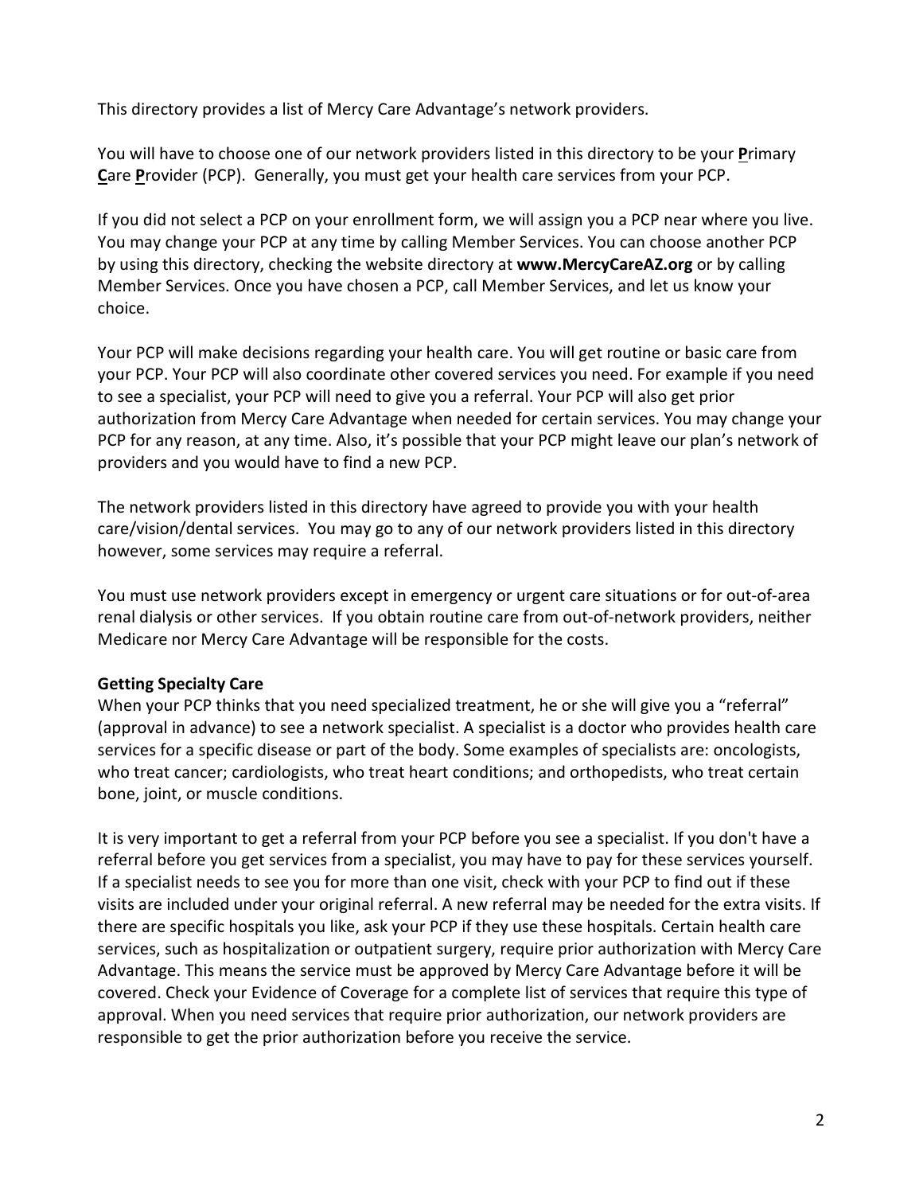This directory provides a list of Mercy Care Advantage's network providers.

You will have to choose one of our network providers listed in this directory to be your **P**rimary **C**are **P**rovider (PCP). Generally, you must get your health care services from your PCP.

If you did not select a PCP on your enrollment form, we will assign you a PCP near where you live. You may change your PCP at any time by calling Member Services. You can choose another PCP by using this directory, checking the website directory at **www.MercyCareAZ.org** or by calling Member Services. Once you have chosen a PCP, call Member Services, and let us know your choice.

Your PCP will make decisions regarding your health care. You will get routine or basic care from your PCP. Your PCP will also coordinate other covered services you need. For example if you need to see a specialist, your PCP will need to give you a referral. Your PCP will also get prior authorization from Mercy Care Advantage when needed for certain services. You may change your PCP for any reason, at any time. Also, it's possible that your PCP might leave our plan's network of providers and you would have to find a new PCP.

The network providers listed in this directory have agreed to provide you with your health care/vision/dental services. You may go to any of our network providers listed in this directory however, some services may require a referral.

You must use network providers except in emergency or urgent care situations or for out-of-area renal dialysis or other services. If you obtain routine care from out-of-network providers, neither Medicare nor Mercy Care Advantage will be responsible for the costs.

**Getting Specialty Care**

When your PCP thinks that you need specialized treatment, he or she will give you a "referral" (approval in advance) to see a network specialist. A specialist is a doctor who provides health care services for a specific disease or part of the body. Some examples of specialists are: oncologists, who treat cancer; cardiologists, who treat heart conditions; and orthopedists, who treat certain bone, joint, or muscle conditions.

It is very important to get a referral from your PCP before you see a specialist. If you don't have a referral before you get services from a specialist, you may have to pay for these services yourself. If a specialist needs to see you for more than one visit, check with your PCP to find out if these visits are included under your original referral. A new referral may be needed for the extra visits. If there are specific hospitals you like, ask your PCP if they use these hospitals. Certain health care services, such as hospitalization or outpatient surgery, require prior authorization with Mercy Care Advantage. This means the service must be approved by Mercy Care Advantage before it will be covered. Check your Evidence of Coverage for a complete list of services that require this type of approval. When you need services that require prior authorization, our network providers are responsible to get the prior authorization before you receive the service.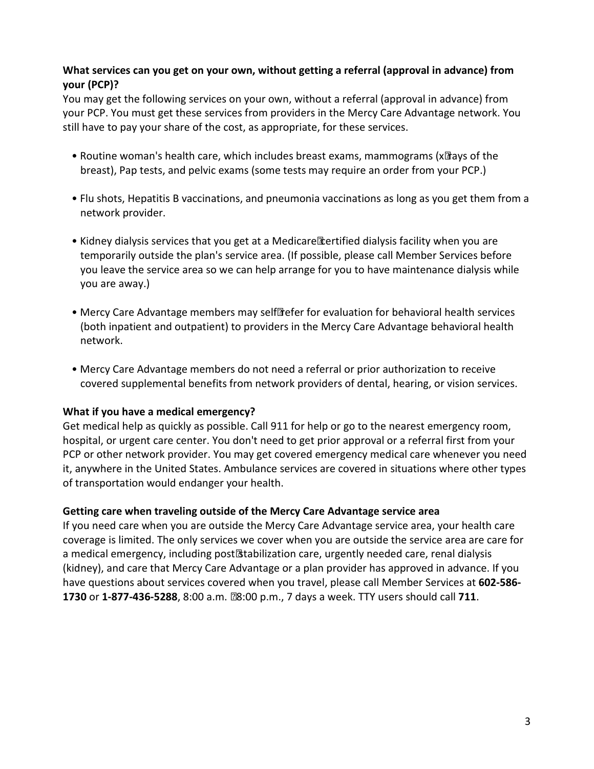**What services can you get on your own, without getting a referral (approval in advance) from your (PCP)?**

You may get the following services on your own, without a referral (approval in advance) from your PCP. You must get these services from providers in the Mercy Care Advantage network. You still have to pay your share of the cost, as appropriate, for these services.

- Routine woman's health care, which includes breast exams, mammograms (x-rays of the breast), Pap tests, and pelvic exams (some tests may require an order from your PCP.)
- Flu shots, Hepatitis B vaccinations, and pneumonia vaccinations as long as you get them from a network provider.
- Kidney dialysis services that you get at a Medicare-certified dialysis facility when you are temporarily outside the plan's service area. (If possible, please call Member Services before you leave the service area so we can help arrange for you to have maintenance dialysis while you are away.)
- Mercy Care Advantage members may self-refer for evaluation for behavioral health services (both inpatient and outpatient) to providers in the Mercy Care Advantage behavioral health network.
- Mercy Care Advantage members do not need a referral or prior authorization to receive covered supplemental benefits from network providers of dental, hearing, or vision services.

**What if you have a medical emergency?**

Get medical help as quickly as possible. Call 911 for help or go to the nearest emergency room, hospital, or urgent care center. You don't need to get prior approval or a referral first from your PCP or other network provider. You may get covered emergency medical care whenever you need it, anywhere in the United States. Ambulance services are covered in situations where other types of transportation would endanger your health.

**Getting care when traveling outside of the Mercy Care Advantage service area**

If you need care when you are outside the Mercy Care Advantage service area, your health care coverage is limited. The only services we cover when you are outside the service area are care for a medical emergency, including post-stabilization care, urgently needed care, renal dialysis (kidney), and care that Mercy Care Advantage or a plan provider has approved in advance. If you have questions about services covered when you travel, please call Member Services at **602-586-1730** or **1-877-436-5288**, 8:00 a.m. - 8:00 p.m., 7 days a week. TTY users should call **711**.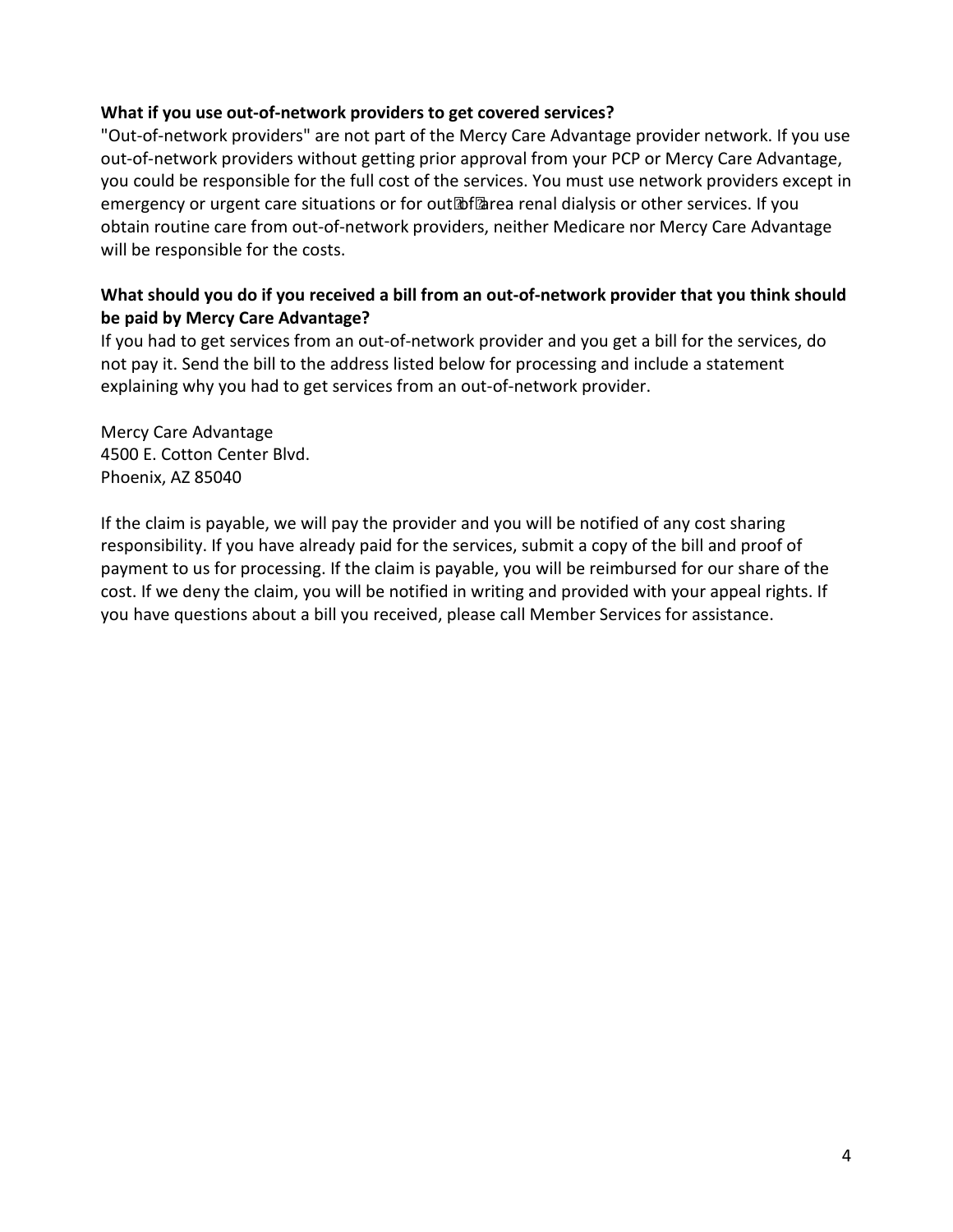**What if you use out-of-network providers to get covered services?**

"Out-of-network providers" are not part of the Mercy Care Advantage provider network. If you use out-of-network providers without getting prior approval from your PCP or Mercy Care Advantage, you could be responsible for the full cost of the services. You must use network providers except in emergency or urgent care situations or for out-of-area renal dialysis or other services. If you obtain routine care from out-of-network providers, neither Medicare nor Mercy Care Advantage will be responsible for the costs.

**What should you do if you received a bill from an out-of-network provider that you think should be paid by Mercy Care Advantage?**

If you had to get services from an out-of-network provider and you get a bill for the services, do not pay it. Send the bill to the address listed below for processing and include a statement explaining why you had to get services from an out-of-network provider.

Mercy Care Advantage
4500 E. Cotton Center Blvd.
Phoenix, AZ 85040

If the claim is payable, we will pay the provider and you will be notified of any cost sharing responsibility. If you have already paid for the services, submit a copy of the bill and proof of payment to us for processing. If the claim is payable, you will be reimbursed for our share of the cost. If we deny the claim, you will be notified in writing and provided with your appeal rights. If you have questions about a bill you received, please call Member Services for assistance.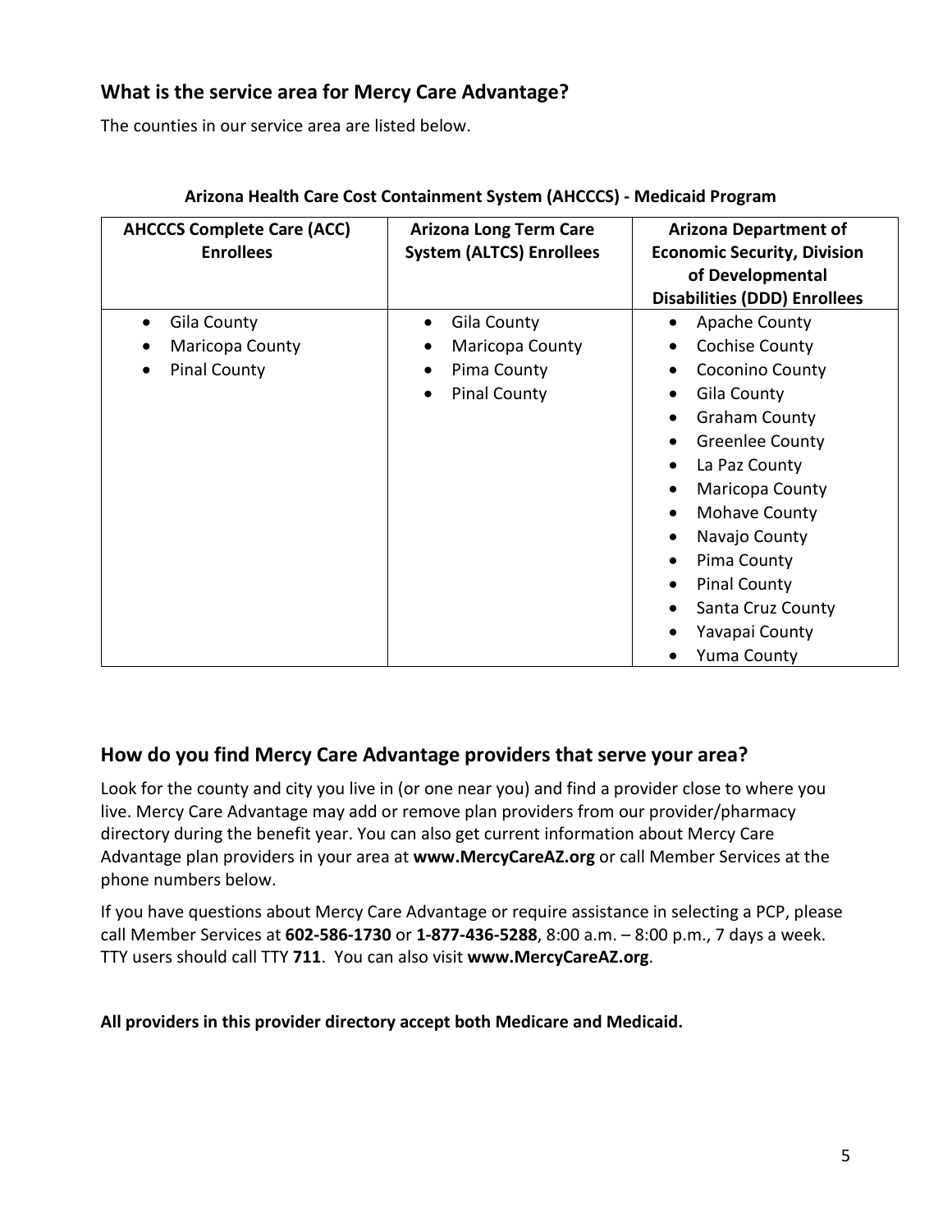## What is the service area for Mercy Care Advantage?

The counties in our service area are listed below.

**Arizona Health Care Cost Containment System (AHCCCS) - Medicaid Program**

| AHCCCS Complete Care (ACC) Enrollees | Arizona Long Term Care System (ALTCS) Enrollees | Arizona Department of Economic Security, Division of Developmental Disabilities (DDD) Enrollees |
|---|---|---|
| • Gila County<br>• Maricopa County<br>• Pinal County | • Gila County<br>• Maricopa County<br>• Pima County<br>• Pinal County | • Apache County<br>• Cochise County<br>• Coconino County<br>• Gila County<br>• Graham County<br>• Greenlee County<br>• La Paz County<br>• Maricopa County<br>• Mohave County<br>• Navajo County<br>• Pima County<br>• Pinal County<br>• Santa Cruz County<br>• Yavapai County<br>• Yuma County |

## How do you find Mercy Care Advantage providers that serve your area?

Look for the county and city you live in (or one near you) and find a provider close to where you live. Mercy Care Advantage may add or remove plan providers from our provider/pharmacy directory during the benefit year. You can also get current information about Mercy Care Advantage plan providers in your area at **www.MercyCareAZ.org** or call Member Services at the phone numbers below.

If you have questions about Mercy Care Advantage or require assistance in selecting a PCP, please call Member Services at **602-586-1730** or **1-877-436-5288**, 8:00 a.m. – 8:00 p.m., 7 days a week. TTY users should call TTY **711**. You can also visit **www.MercyCareAZ.org**.

**All providers in this provider directory accept both Medicare and Medicaid.**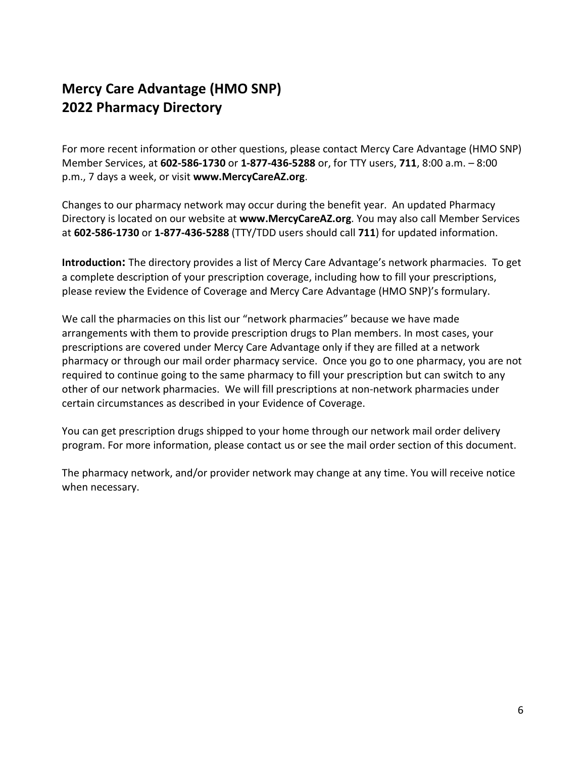# Mercy Care Advantage (HMO SNP)
# 2022 Pharmacy Directory

For more recent information or other questions, please contact Mercy Care Advantage (HMO SNP) Member Services, at **602-586-1730** or **1-877-436-5288** or, for TTY users, **711**, 8:00 a.m. – 8:00 p.m., 7 days a week, or visit **www.MercyCareAZ.org**.

Changes to our pharmacy network may occur during the benefit year. An updated Pharmacy Directory is located on our website at **www.MercyCareAZ.org**. You may also call Member Services at **602-586-1730** or **1-877-436-5288** (TTY/TDD users should call **711**) for updated information.

**Introduction:** The directory provides a list of Mercy Care Advantage's network pharmacies. To get a complete description of your prescription coverage, including how to fill your prescriptions, please review the Evidence of Coverage and Mercy Care Advantage (HMO SNP)'s formulary.

We call the pharmacies on this list our "network pharmacies" because we have made arrangements with them to provide prescription drugs to Plan members. In most cases, your prescriptions are covered under Mercy Care Advantage only if they are filled at a network pharmacy or through our mail order pharmacy service. Once you go to one pharmacy, you are not required to continue going to the same pharmacy to fill your prescription but can switch to any other of our network pharmacies. We will fill prescriptions at non-network pharmacies under certain circumstances as described in your Evidence of Coverage.

You can get prescription drugs shipped to your home through our network mail order delivery program. For more information, please contact us or see the mail order section of this document.

The pharmacy network, and/or provider network may change at any time. You will receive notice when necessary.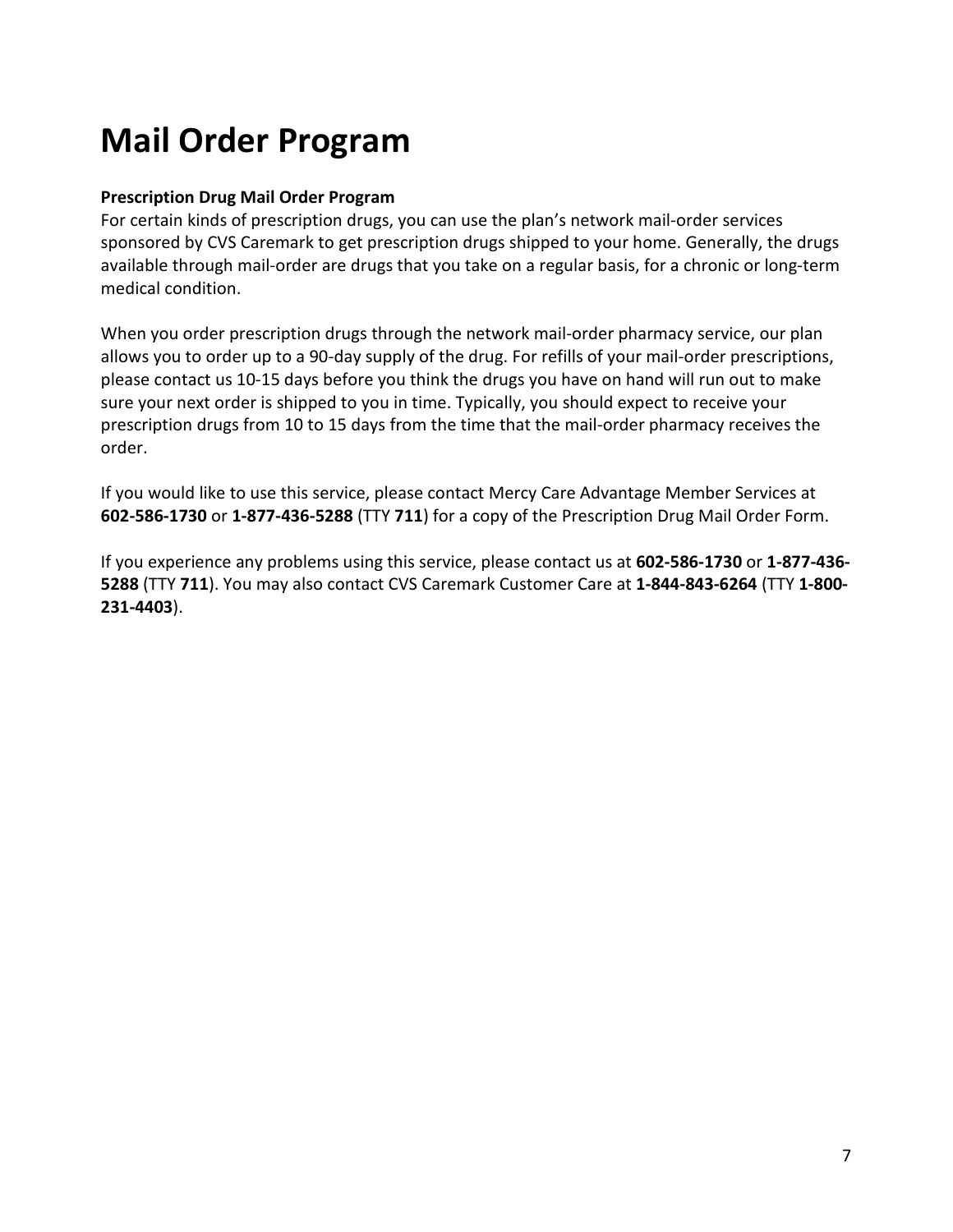# Mail Order Program

**Prescription Drug Mail Order Program**

For certain kinds of prescription drugs, you can use the plan's network mail-order services sponsored by CVS Caremark to get prescription drugs shipped to your home. Generally, the drugs available through mail-order are drugs that you take on a regular basis, for a chronic or long-term medical condition.

When you order prescription drugs through the network mail-order pharmacy service, our plan allows you to order up to a 90-day supply of the drug. For refills of your mail-order prescriptions, please contact us 10-15 days before you think the drugs you have on hand will run out to make sure your next order is shipped to you in time. Typically, you should expect to receive your prescription drugs from 10 to 15 days from the time that the mail-order pharmacy receives the order.

If you would like to use this service, please contact Mercy Care Advantage Member Services at **602-586-1730** or **1-877-436-5288** (TTY **711**) for a copy of the Prescription Drug Mail Order Form.

If you experience any problems using this service, please contact us at **602-586-1730** or **1-877-436-5288** (TTY **711**). You may also contact CVS Caremark Customer Care at **1-844-843-6264** (TTY **1-800-231-4403**).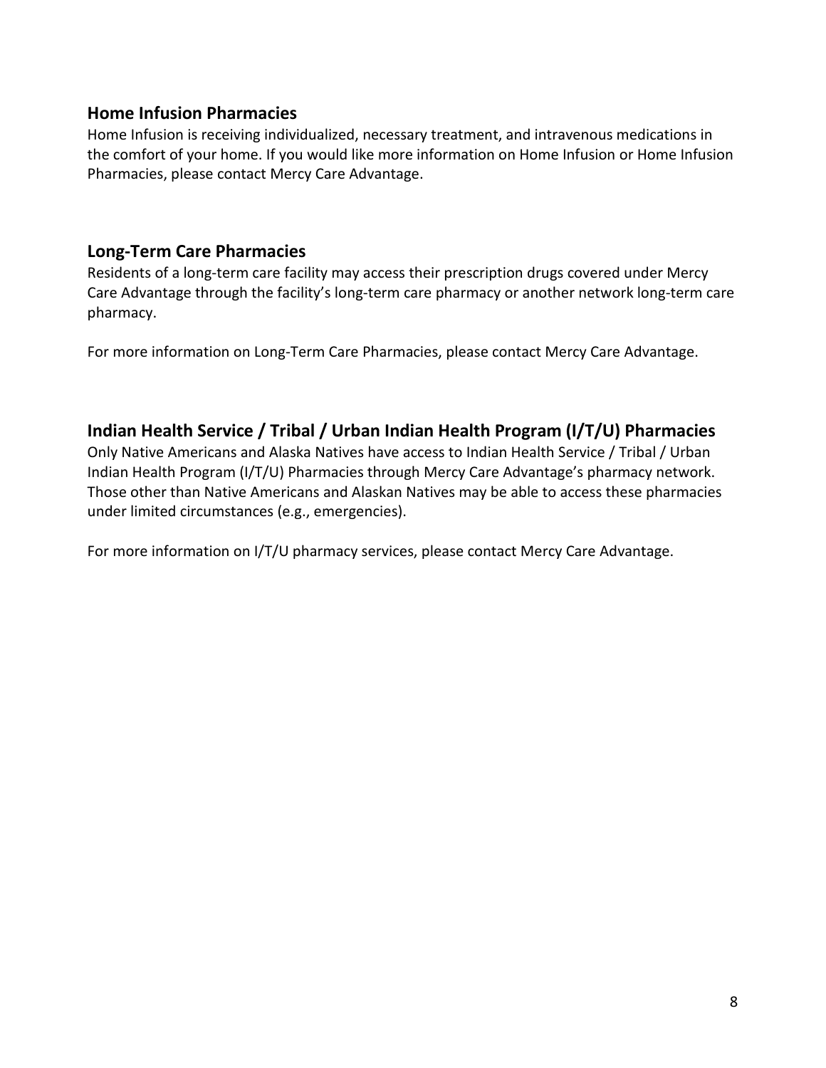## Home Infusion Pharmacies

Home Infusion is receiving individualized, necessary treatment, and intravenous medications in the comfort of your home. If you would like more information on Home Infusion or Home Infusion Pharmacies, please contact Mercy Care Advantage.

## Long-Term Care Pharmacies

Residents of a long-term care facility may access their prescription drugs covered under Mercy Care Advantage through the facility's long-term care pharmacy or another network long-term care pharmacy.

For more information on Long-Term Care Pharmacies, please contact Mercy Care Advantage.

## Indian Health Service / Tribal / Urban Indian Health Program (I/T/U) Pharmacies

Only Native Americans and Alaska Natives have access to Indian Health Service / Tribal / Urban Indian Health Program (I/T/U) Pharmacies through Mercy Care Advantage's pharmacy network. Those other than Native Americans and Alaskan Natives may be able to access these pharmacies under limited circumstances (e.g., emergencies).

For more information on I/T/U pharmacy services, please contact Mercy Care Advantage.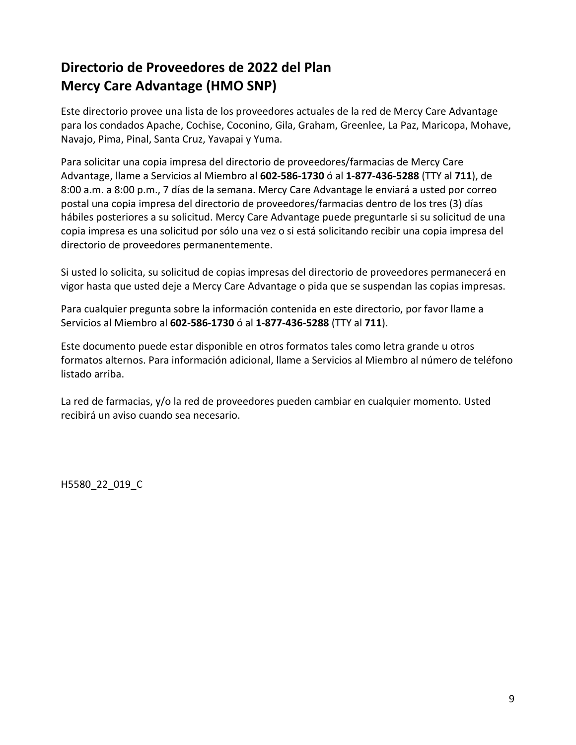# Directorio de Proveedores de 2022 del Plan Mercy Care Advantage (HMO SNP)

Este directorio provee una lista de los proveedores actuales de la red de Mercy Care Advantage para los condados Apache, Cochise, Coconino, Gila, Graham, Greenlee, La Paz, Maricopa, Mohave, Navajo, Pima, Pinal, Santa Cruz, Yavapai y Yuma.

Para solicitar una copia impresa del directorio de proveedores/farmacias de Mercy Care Advantage, llame a Servicios al Miembro al **602-586-1730** ó al **1-877-436-5288** (TTY al **711**), de 8:00 a.m. a 8:00 p.m., 7 días de la semana. Mercy Care Advantage le enviará a usted por correo postal una copia impresa del directorio de proveedores/farmacias dentro de los tres (3) días hábiles posteriores a su solicitud. Mercy Care Advantage puede preguntarle si su solicitud de una copia impresa es una solicitud por sólo una vez o si está solicitando recibir una copia impresa del directorio de proveedores permanentemente.

Si usted lo solicita, su solicitud de copias impresas del directorio de proveedores permanecerá en vigor hasta que usted deje a Mercy Care Advantage o pida que se suspendan las copias impresas.

Para cualquier pregunta sobre la información contenida en este directorio, por favor llame a Servicios al Miembro al **602-586-1730** ó al **1-877-436-5288** (TTY al **711**).

Este documento puede estar disponible en otros formatos tales como letra grande u otros formatos alternos. Para información adicional, llame a Servicios al Miembro al número de teléfono listado arriba.

La red de farmacias, y/o la red de proveedores pueden cambiar en cualquier momento. Usted recibirá un aviso cuando sea necesario.

H5580_22_019_C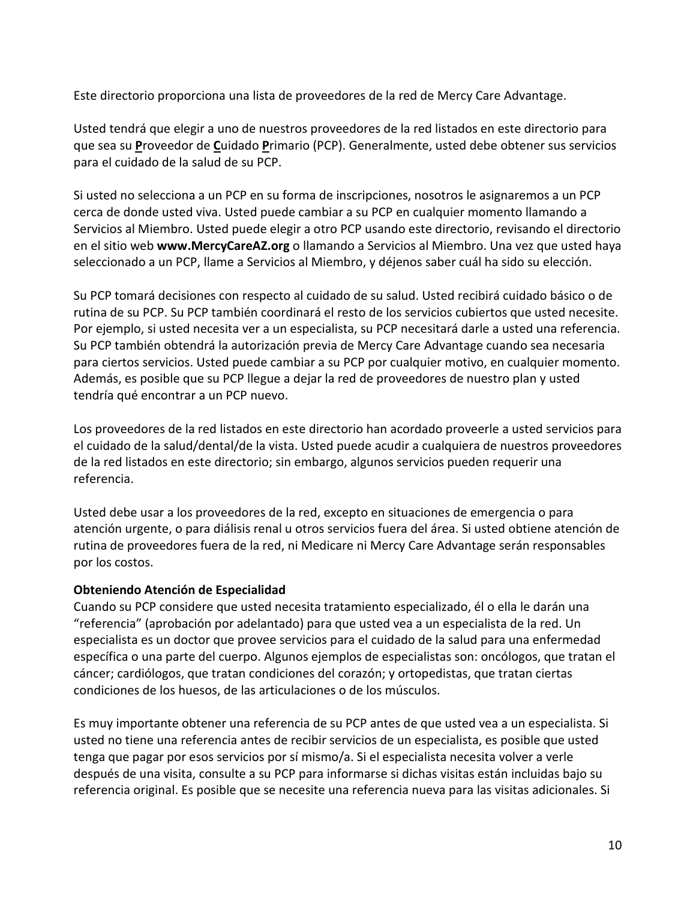Este directorio proporciona una lista de proveedores de la red de Mercy Care Advantage.

Usted tendrá que elegir a uno de nuestros proveedores de la red listados en este directorio para que sea su **P**roveedor de **C**uidado **P**rimario (PCP). Generalmente, usted debe obtener sus servicios para el cuidado de la salud de su PCP.

Si usted no selecciona a un PCP en su forma de inscripciones, nosotros le asignaremos a un PCP cerca de donde usted viva. Usted puede cambiar a su PCP en cualquier momento llamando a Servicios al Miembro. Usted puede elegir a otro PCP usando este directorio, revisando el directorio en el sitio web **www.MercyCareAZ.org** o llamando a Servicios al Miembro. Una vez que usted haya seleccionado a un PCP, llame a Servicios al Miembro, y déjenos saber cuál ha sido su elección.

Su PCP tomará decisiones con respecto al cuidado de su salud. Usted recibirá cuidado básico o de rutina de su PCP. Su PCP también coordinará el resto de los servicios cubiertos que usted necesite. Por ejemplo, si usted necesita ver a un especialista, su PCP necesitará darle a usted una referencia. Su PCP también obtendrá la autorización previa de Mercy Care Advantage cuando sea necesaria para ciertos servicios. Usted puede cambiar a su PCP por cualquier motivo, en cualquier momento. Además, es posible que su PCP llegue a dejar la red de proveedores de nuestro plan y usted tendría qué encontrar a un PCP nuevo.

Los proveedores de la red listados en este directorio han acordado proveerle a usted servicios para el cuidado de la salud/dental/de la vista. Usted puede acudir a cualquiera de nuestros proveedores de la red listados en este directorio; sin embargo, algunos servicios pueden requerir una referencia.

Usted debe usar a los proveedores de la red, excepto en situaciones de emergencia o para atención urgente, o para diálisis renal u otros servicios fuera del área. Si usted obtiene atención de rutina de proveedores fuera de la red, ni Medicare ni Mercy Care Advantage serán responsables por los costos.

**Obteniendo Atención de Especialidad**

Cuando su PCP considere que usted necesita tratamiento especializado, él o ella le darán una "referencia" (aprobación por adelantado) para que usted vea a un especialista de la red. Un especialista es un doctor que provee servicios para el cuidado de la salud para una enfermedad específica o una parte del cuerpo. Algunos ejemplos de especialistas son: oncólogos, que tratan el cáncer; cardiólogos, que tratan condiciones del corazón; y ortopedistas, que tratan ciertas condiciones de los huesos, de las articulaciones o de los músculos.

Es muy importante obtener una referencia de su PCP antes de que usted vea a un especialista. Si usted no tiene una referencia antes de recibir servicios de un especialista, es posible que usted tenga que pagar por esos servicios por sí mismo/a. Si el especialista necesita volver a verle después de una visita, consulte a su PCP para informarse si dichas visitas están incluidas bajo su referencia original. Es posible que se necesite una referencia nueva para las visitas adicionales. Si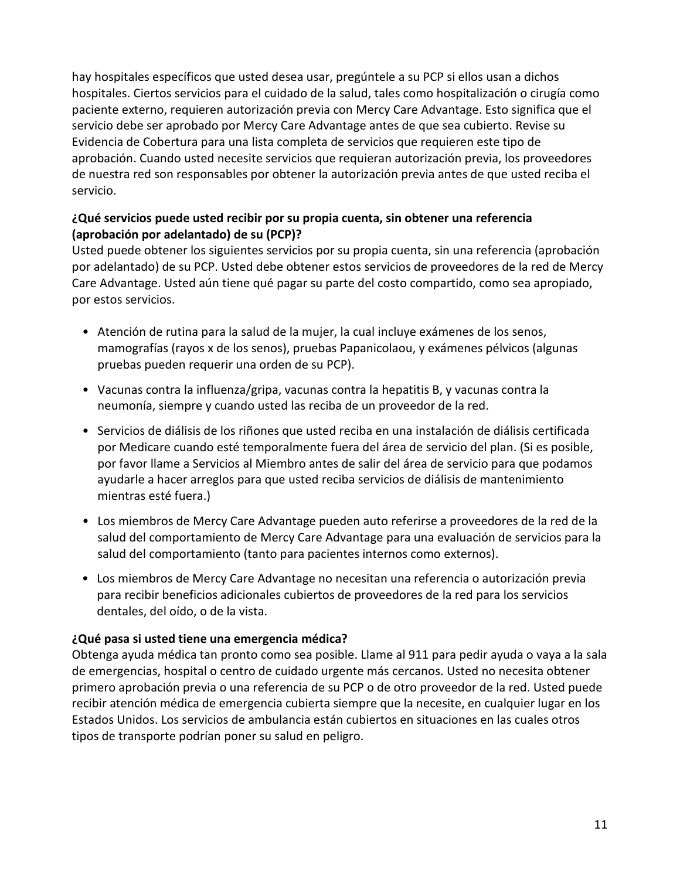hay hospitales específicos que usted desea usar, pregúntele a su PCP si ellos usan a dichos hospitales. Ciertos servicios para el cuidado de la salud, tales como hospitalización o cirugía como paciente externo, requieren autorización previa con Mercy Care Advantage. Esto significa que el servicio debe ser aprobado por Mercy Care Advantage antes de que sea cubierto. Revise su Evidencia de Cobertura para una lista completa de servicios que requieren este tipo de aprobación. Cuando usted necesite servicios que requieran autorización previa, los proveedores de nuestra red son responsables por obtener la autorización previa antes de que usted reciba el servicio.

**¿Qué servicios puede usted recibir por su propia cuenta, sin obtener una referencia (aprobación por adelantado) de su (PCP)?**
Usted puede obtener los siguientes servicios por su propia cuenta, sin una referencia (aprobación por adelantado) de su PCP. Usted debe obtener estos servicios de proveedores de la red de Mercy Care Advantage. Usted aún tiene qué pagar su parte del costo compartido, como sea apropiado, por estos servicios.

- Atención de rutina para la salud de la mujer, la cual incluye exámenes de los senos, mamografías (rayos x de los senos), pruebas Papanicolaou, y exámenes pélvicos (algunas pruebas pueden requerir una orden de su PCP).
- Vacunas contra la influenza/gripa, vacunas contra la hepatitis B, y vacunas contra la neumonía, siempre y cuando usted las reciba de un proveedor de la red.
- Servicios de diálisis de los riñones que usted reciba en una instalación de diálisis certificada por Medicare cuando esté temporalmente fuera del área de servicio del plan. (Si es posible, por favor llame a Servicios al Miembro antes de salir del área de servicio para que podamos ayudarle a hacer arreglos para que usted reciba servicios de diálisis de mantenimiento mientras esté fuera.)
- Los miembros de Mercy Care Advantage pueden auto referirse a proveedores de la red de la salud del comportamiento de Mercy Care Advantage para una evaluación de servicios para la salud del comportamiento (tanto para pacientes internos como externos).
- Los miembros de Mercy Care Advantage no necesitan una referencia o autorización previa para recibir beneficios adicionales cubiertos de proveedores de la red para los servicios dentales, del oído, o de la vista.

**¿Qué pasa si usted tiene una emergencia médica?**
Obtenga ayuda médica tan pronto como sea posible. Llame al 911 para pedir ayuda o vaya a la sala de emergencias, hospital o centro de cuidado urgente más cercanos. Usted no necesita obtener primero aprobación previa o una referencia de su PCP o de otro proveedor de la red. Usted puede recibir atención médica de emergencia cubierta siempre que la necesite, en cualquier lugar en los Estados Unidos. Los servicios de ambulancia están cubiertos en situaciones en las cuales otros tipos de transporte podrían poner su salud en peligro.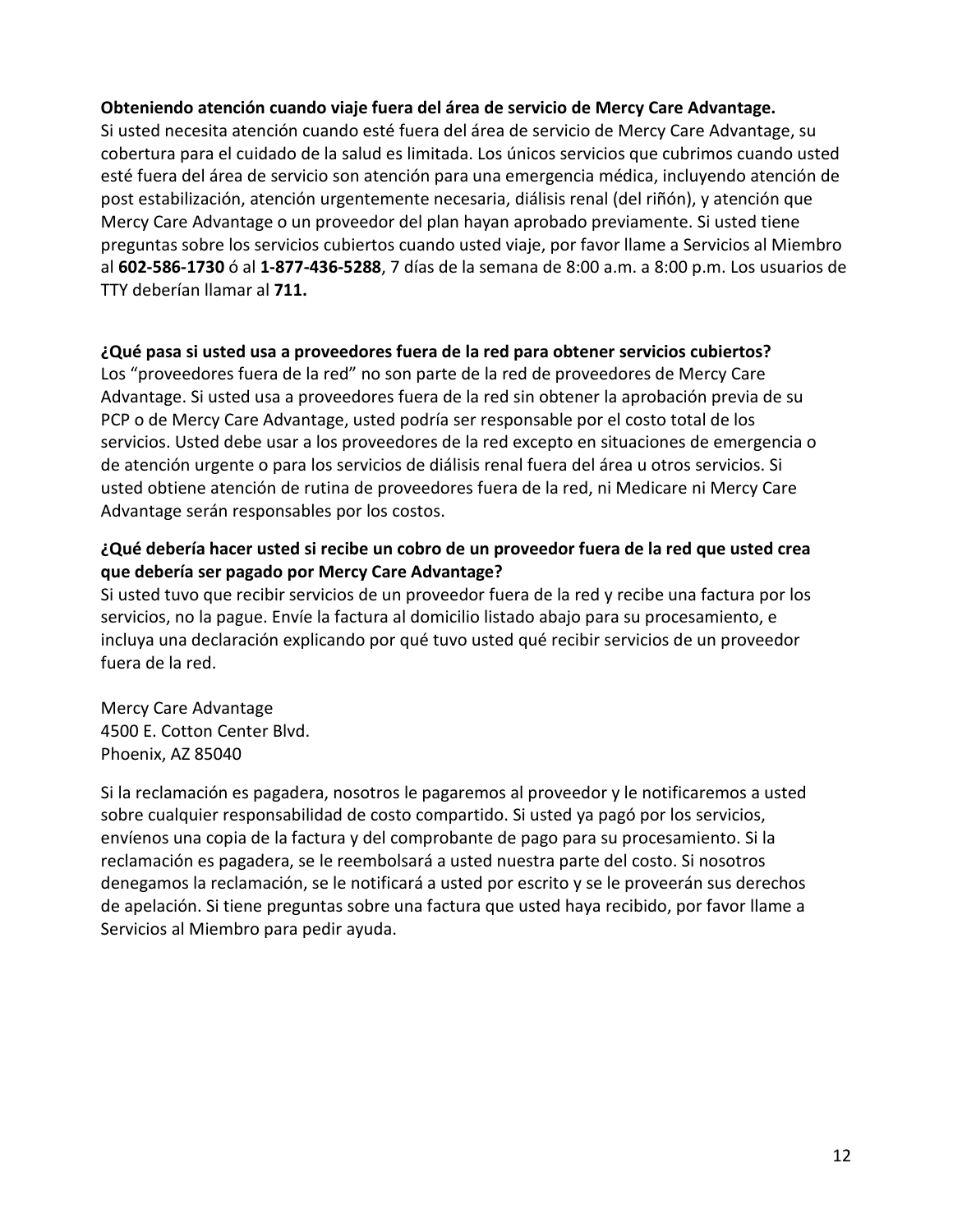**Obteniendo atención cuando viaje fuera del área de servicio de Mercy Care Advantage.**

Si usted necesita atención cuando esté fuera del área de servicio de Mercy Care Advantage, su cobertura para el cuidado de la salud es limitada. Los únicos servicios que cubrimos cuando usted esté fuera del área de servicio son atención para una emergencia médica, incluyendo atención de post estabilización, atención urgentemente necesaria, diálisis renal (del riñón), y atención que Mercy Care Advantage o un proveedor del plan hayan aprobado previamente. Si usted tiene preguntas sobre los servicios cubiertos cuando usted viaje, por favor llame a Servicios al Miembro al **602-586-1730** ó al **1-877-436-5288**, 7 días de la semana de 8:00 a.m. a 8:00 p.m. Los usuarios de TTY deberían llamar al **711.**

**¿Qué pasa si usted usa a proveedores fuera de la red para obtener servicios cubiertos?**

Los "proveedores fuera de la red" no son parte de la red de proveedores de Mercy Care Advantage. Si usted usa a proveedores fuera de la red sin obtener la aprobación previa de su PCP o de Mercy Care Advantage, usted podría ser responsable por el costo total de los servicios. Usted debe usar a los proveedores de la red excepto en situaciones de emergencia o de atención urgente o para los servicios de diálisis renal fuera del área u otros servicios. Si usted obtiene atención de rutina de proveedores fuera de la red, ni Medicare ni Mercy Care Advantage serán responsables por los costos.

**¿Qué debería hacer usted si recibe un cobro de un proveedor fuera de la red que usted crea que debería ser pagado por Mercy Care Advantage?**

Si usted tuvo que recibir servicios de un proveedor fuera de la red y recibe una factura por los servicios, no la pague. Envíe la factura al domicilio listado abajo para su procesamiento, e incluya una declaración explicando por qué tuvo usted qué recibir servicios de un proveedor fuera de la red.

Mercy Care Advantage
4500 E. Cotton Center Blvd.
Phoenix, AZ 85040

Si la reclamación es pagadera, nosotros le pagaremos al proveedor y le notificaremos a usted sobre cualquier responsabilidad de costo compartido. Si usted ya pagó por los servicios, envíenos una copia de la factura y del comprobante de pago para su procesamiento. Si la reclamación es pagadera, se le reembolsará a usted nuestra parte del costo. Si nosotros denegamos la reclamación, se le notificará a usted por escrito y se le proveerán sus derechos de apelación. Si tiene preguntas sobre una factura que usted haya recibido, por favor llame a Servicios al Miembro para pedir ayuda.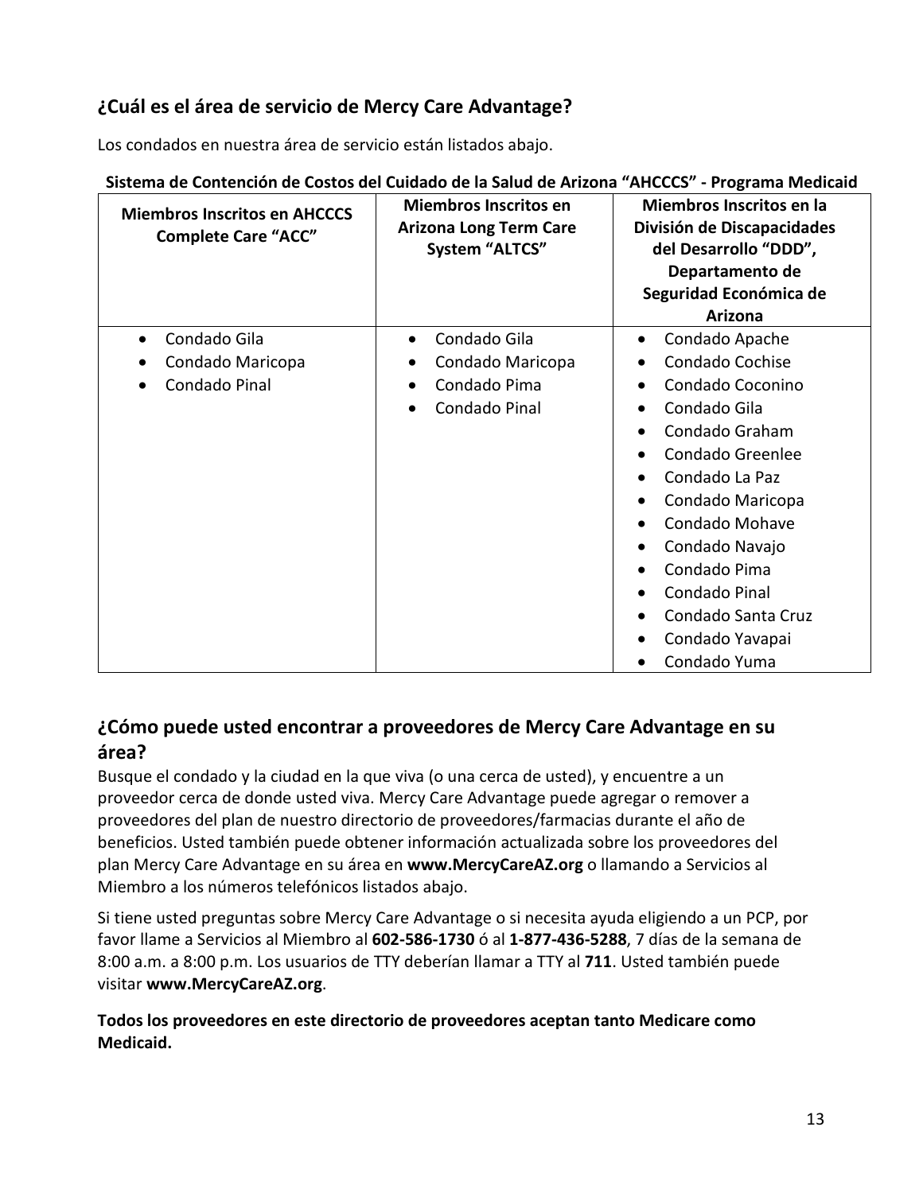## ¿Cuál es el área de servicio de Mercy Care Advantage?

Los condados en nuestra área de servicio están listados abajo.

**Sistema de Contención de Costos del Cuidado de la Salud de Arizona "AHCCCS" - Programa Medicaid**

| **Miembros Inscritos en AHCCCS Complete Care "ACC"** | **Miembros Inscritos en Arizona Long Term Care System "ALTCS"** | **Miembros Inscritos en la División de Discapacidades del Desarrollo "DDD", Departamento de Seguridad Económica de Arizona** |
|---|---|---|
| • Condado Gila<br>• Condado Maricopa<br>• Condado Pinal | • Condado Gila<br>• Condado Maricopa<br>• Condado Pima<br>• Condado Pinal | • Condado Apache<br>• Condado Cochise<br>• Condado Coconino<br>• Condado Gila<br>• Condado Graham<br>• Condado Greenlee<br>• Condado La Paz<br>• Condado Maricopa<br>• Condado Mohave<br>• Condado Navajo<br>• Condado Pima<br>• Condado Pinal<br>• Condado Santa Cruz<br>• Condado Yavapai<br>• Condado Yuma |

## ¿Cómo puede usted encontrar a proveedores de Mercy Care Advantage en su área?

Busque el condado y la ciudad en la que viva (o una cerca de usted), y encuentre a un proveedor cerca de donde usted viva. Mercy Care Advantage puede agregar o remover a proveedores del plan de nuestro directorio de proveedores/farmacias durante el año de beneficios. Usted también puede obtener información actualizada sobre los proveedores del plan Mercy Care Advantage en su área en **www.MercyCareAZ.org** o llamando a Servicios al Miembro a los números telefónicos listados abajo.

Si tiene usted preguntas sobre Mercy Care Advantage o si necesita ayuda eligiendo a un PCP, por favor llame a Servicios al Miembro al **602-586-1730** ó al **1-877-436-5288**, 7 días de la semana de 8:00 a.m. a 8:00 p.m. Los usuarios de TTY deberían llamar a TTY al **711**. Usted también puede visitar **www.MercyCareAZ.org**.

**Todos los proveedores en este directorio de proveedores aceptan tanto Medicare como Medicaid.**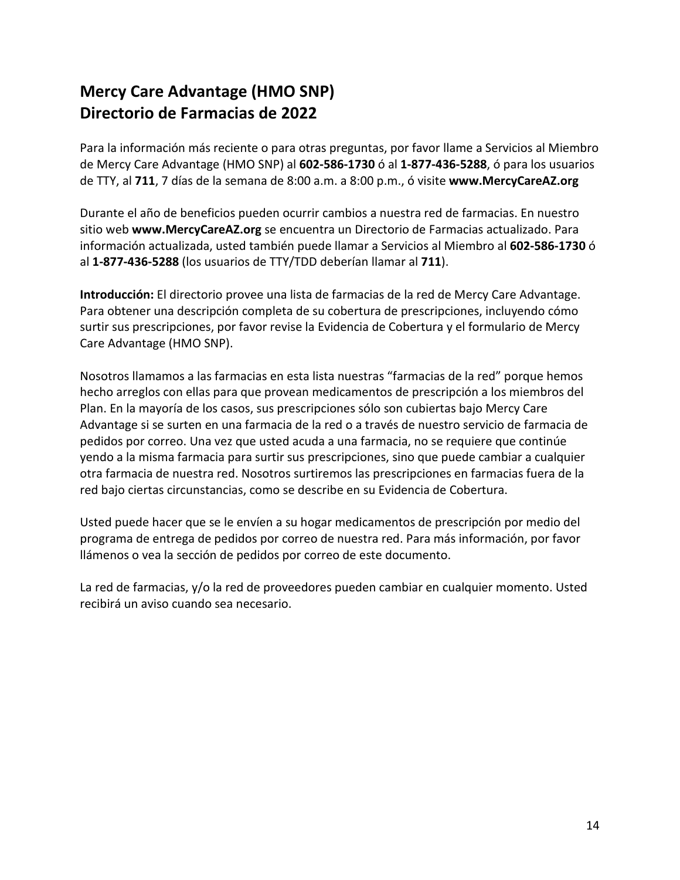# Mercy Care Advantage (HMO SNP)
# Directorio de Farmacias de 2022

Para la información más reciente o para otras preguntas, por favor llame a Servicios al Miembro de Mercy Care Advantage (HMO SNP) al **602-586-1730** ó al **1-877-436-5288**, ó para los usuarios de TTY, al **711**, 7 días de la semana de 8:00 a.m. a 8:00 p.m., ó visite **www.MercyCareAZ.org**

Durante el año de beneficios pueden ocurrir cambios a nuestra red de farmacias. En nuestro sitio web **www.MercyCareAZ.org** se encuentra un Directorio de Farmacias actualizado. Para información actualizada, usted también puede llamar a Servicios al Miembro al **602-586-1730** ó al **1-877-436-5288** (los usuarios de TTY/TDD deberían llamar al **711**).

**Introducción:** El directorio provee una lista de farmacias de la red de Mercy Care Advantage. Para obtener una descripción completa de su cobertura de prescripciones, incluyendo cómo surtir sus prescripciones, por favor revise la Evidencia de Cobertura y el formulario de Mercy Care Advantage (HMO SNP).

Nosotros llamamos a las farmacias en esta lista nuestras "farmacias de la red" porque hemos hecho arreglos con ellas para que provean medicamentos de prescripción a los miembros del Plan. En la mayoría de los casos, sus prescripciones sólo son cubiertas bajo Mercy Care Advantage si se surten en una farmacia de la red o a través de nuestro servicio de farmacia de pedidos por correo. Una vez que usted acuda a una farmacia, no se requiere que continúe yendo a la misma farmacia para surtir sus prescripciones, sino que puede cambiar a cualquier otra farmacia de nuestra red. Nosotros surtiremos las prescripciones en farmacias fuera de la red bajo ciertas circunstancias, como se describe en su Evidencia de Cobertura.

Usted puede hacer que se le envíen a su hogar medicamentos de prescripción por medio del programa de entrega de pedidos por correo de nuestra red. Para más información, por favor llámenos o vea la sección de pedidos por correo de este documento.

La red de farmacias, y/o la red de proveedores pueden cambiar en cualquier momento. Usted recibirá un aviso cuando sea necesario.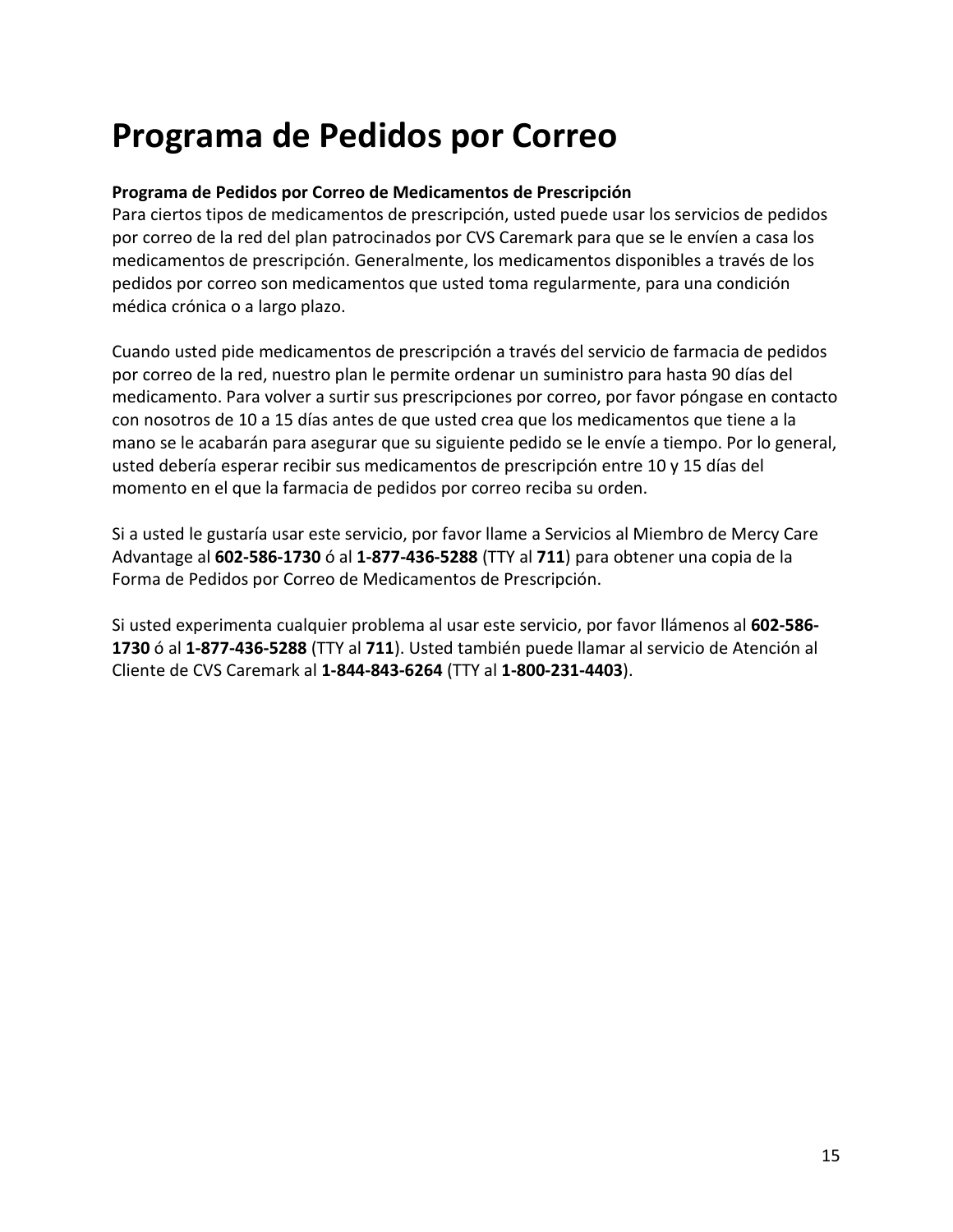# Programa de Pedidos por Correo

**Programa de Pedidos por Correo de Medicamentos de Prescripción**

Para ciertos tipos de medicamentos de prescripción, usted puede usar los servicios de pedidos por correo de la red del plan patrocinados por CVS Caremark para que se le envíen a casa los medicamentos de prescripción. Generalmente, los medicamentos disponibles a través de los pedidos por correo son medicamentos que usted toma regularmente, para una condición médica crónica o a largo plazo.

Cuando usted pide medicamentos de prescripción a través del servicio de farmacia de pedidos por correo de la red, nuestro plan le permite ordenar un suministro para hasta 90 días del medicamento. Para volver a surtir sus prescripciones por correo, por favor póngase en contacto con nosotros de 10 a 15 días antes de que usted crea que los medicamentos que tiene a la mano se le acabarán para asegurar que su siguiente pedido se le envíe a tiempo. Por lo general, usted debería esperar recibir sus medicamentos de prescripción entre 10 y 15 días del momento en el que la farmacia de pedidos por correo reciba su orden.

Si a usted le gustaría usar este servicio, por favor llame a Servicios al Miembro de Mercy Care Advantage al **602-586-1730** ó al **1-877-436-5288** (TTY al **711**) para obtener una copia de la Forma de Pedidos por Correo de Medicamentos de Prescripción.

Si usted experimenta cualquier problema al usar este servicio, por favor llámenos al **602-586-1730** ó al **1-877-436-5288** (TTY al **711**). Usted también puede llamar al servicio de Atención al Cliente de CVS Caremark al **1-844-843-6264** (TTY al **1-800-231-4403**).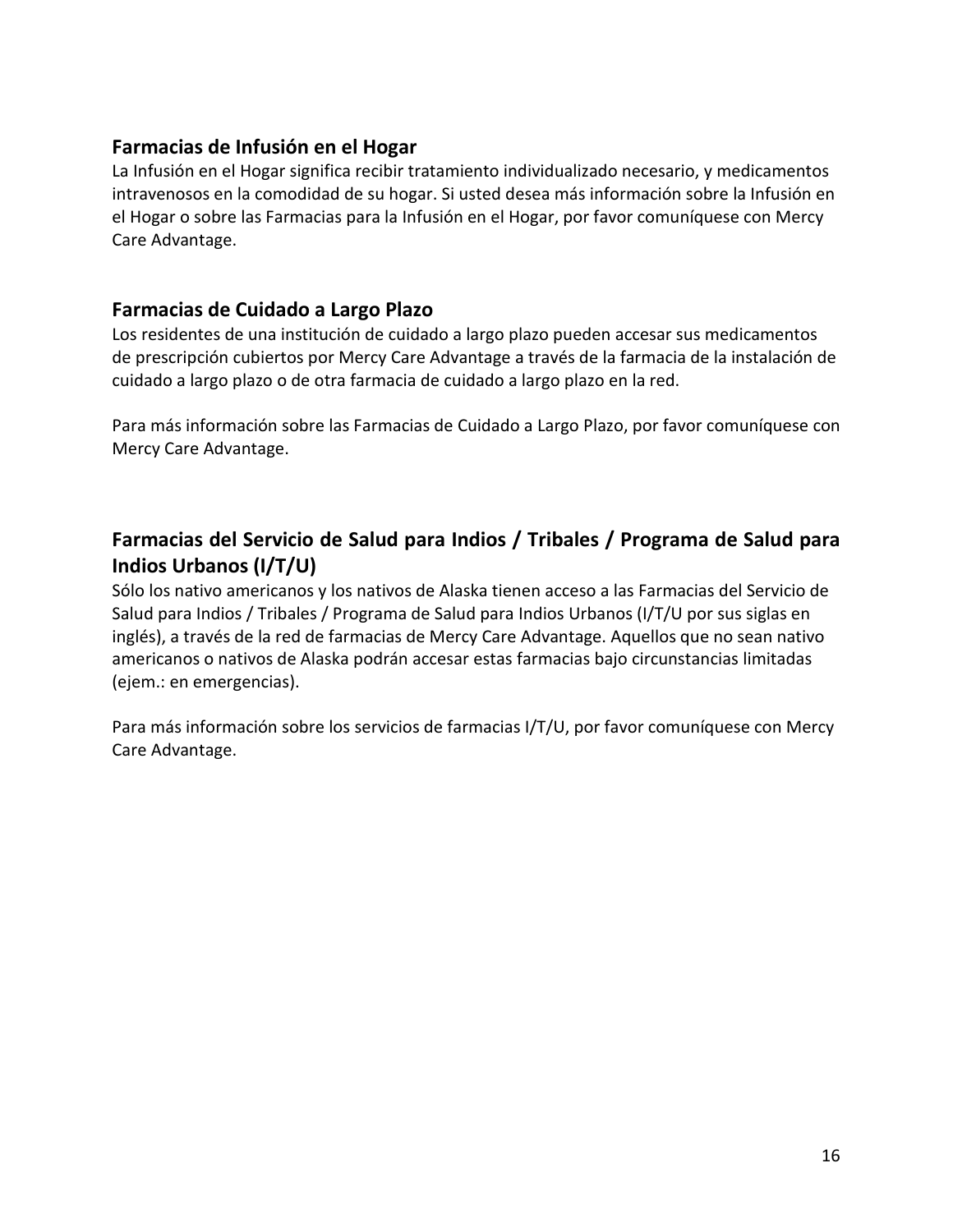### Farmacias de Infusión en el Hogar

La Infusión en el Hogar significa recibir tratamiento individualizado necesario, y medicamentos intravenosos en la comodidad de su hogar. Si usted desea más información sobre la Infusión en el Hogar o sobre las Farmacias para la Infusión en el Hogar, por favor comuníquese con Mercy Care Advantage.

### Farmacias de Cuidado a Largo Plazo

Los residentes de una institución de cuidado a largo plazo pueden accesar sus medicamentos de prescripción cubiertos por Mercy Care Advantage a través de la farmacia de la instalación de cuidado a largo plazo o de otra farmacia de cuidado a largo plazo en la red.

Para más información sobre las Farmacias de Cuidado a Largo Plazo, por favor comuníquese con Mercy Care Advantage.

### Farmacias del Servicio de Salud para Indios / Tribales / Programa de Salud para Indios Urbanos (I/T/U)

Sólo los nativo americanos y los nativos de Alaska tienen acceso a las Farmacias del Servicio de Salud para Indios / Tribales / Programa de Salud para Indios Urbanos (I/T/U por sus siglas en inglés), a través de la red de farmacias de Mercy Care Advantage. Aquellos que no sean nativo americanos o nativos de Alaska podrán accesar estas farmacias bajo circunstancias limitadas (ejem.: en emergencias).

Para más información sobre los servicios de farmacias I/T/U, por favor comuníquese con Mercy Care Advantage.